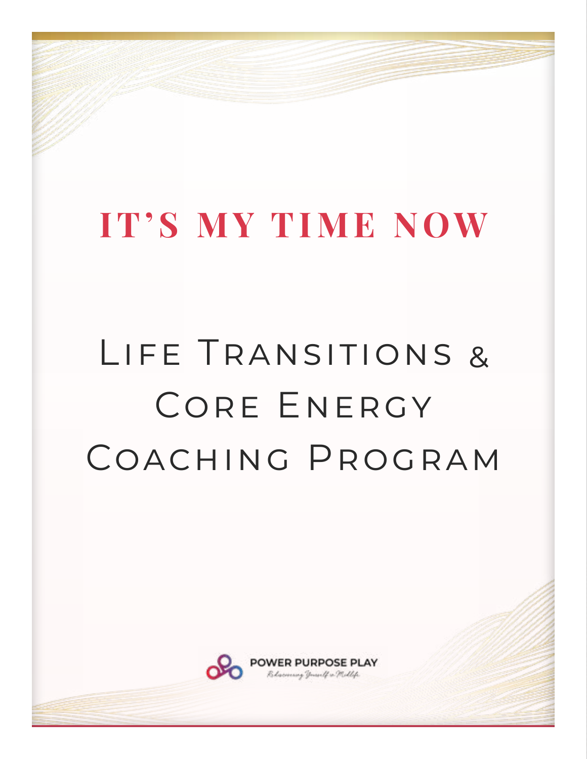# IT'S MY TIME NOW

## Life Transitions & Core Energy Coaching Program

POWER PURPOSE PLAY

Rediscovering Yourself in Midlife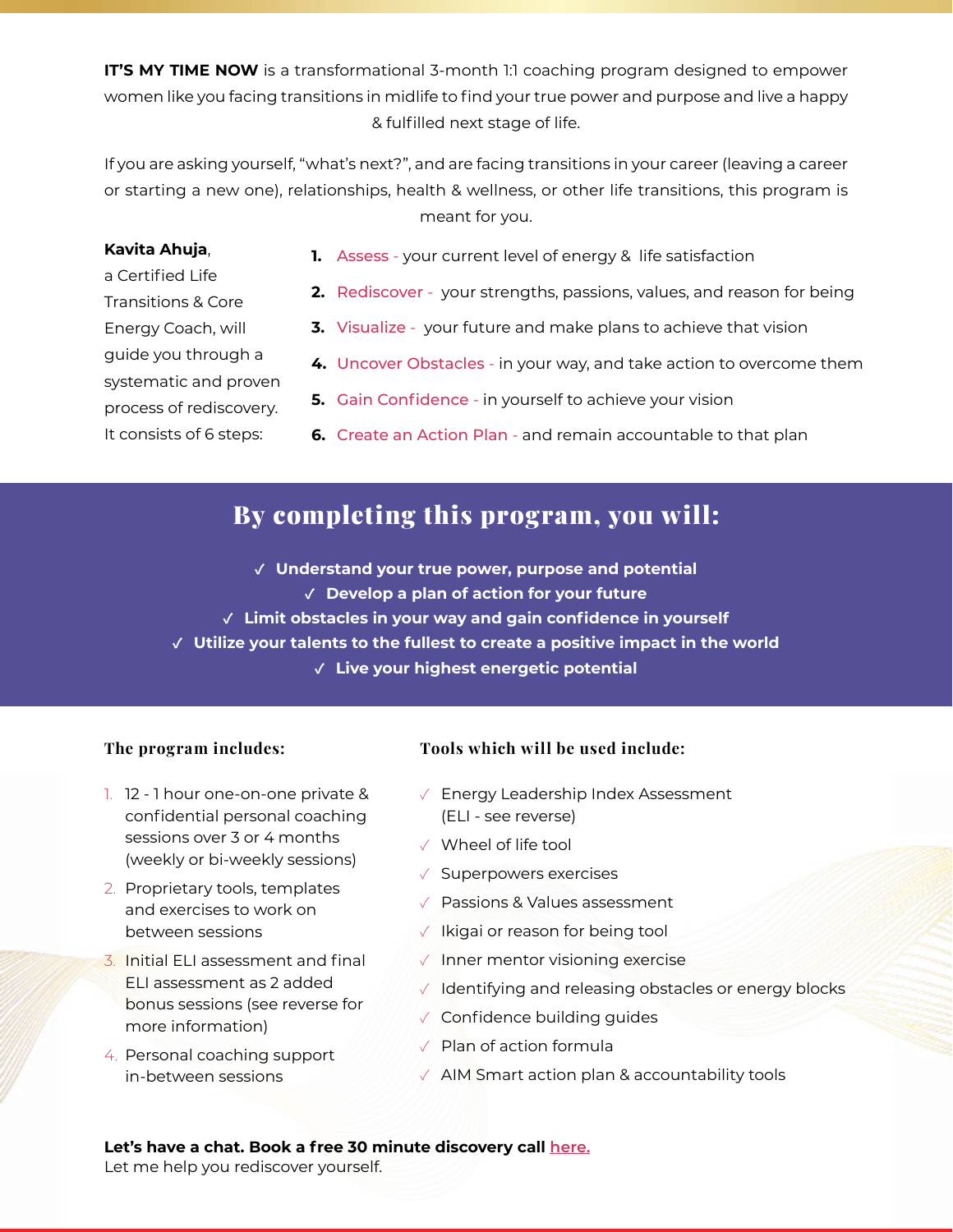**IT'S MY TIME NOW** is a transformational 3-month 1:1 coaching program designed to empower women like you facing transitions in midlife to find your true power and purpose and live a happy & fulfilled next stage of life.

If you are asking yourself, "what's next?", and are facing transitions in your career (leaving a career or starting a new one), relationships, health & wellness, or other life transitions, this program is meant for you.

**Kavita Ahuja**, a Certified Life Transitions & Core Energy Coach, will guide you through a systematic and proven process of rediscovery. It consists of 6 steps:

1. Assess - your current level of energy & life satisfaction
2. Rediscover - your strengths, passions, values, and reason for being
3. Visualize - your future and make plans to achieve that vision
4. Uncover Obstacles - in your way, and take action to overcome them
5. Gain Confidence - in yourself to achieve your vision
6. Create an Action Plan - and remain accountable to that plan

## By completing this program, you will:

- ✓ **Understand your true power, purpose and potential**
- ✓ **Develop a plan of action for your future**
- ✓ **Limit obstacles in your way and gain confidence in yourself**
- ✓ **Utilize your talents to the fullest to create a positive impact in the world**
- ✓ **Live your highest energetic potential**

### The program includes:

1. 12 - 1 hour one-on-one private & confidential personal coaching sessions over 3 or 4 months (weekly or bi-weekly sessions)
2. Proprietary tools, templates and exercises to work on between sessions
3. Initial ELI assessment and final ELI assessment as 2 added bonus sessions (see reverse for more information)
4. Personal coaching support in-between sessions

### Tools which will be used include:

- ✓ Energy Leadership Index Assessment (ELI - see reverse)
- ✓ Wheel of life tool
- ✓ Superpowers exercises
- ✓ Passions & Values assessment
- ✓ Ikigai or reason for being tool
- ✓ Inner mentor visioning exercise
- ✓ Identifying and releasing obstacles or energy blocks
- ✓ Confidence building guides
- ✓ Plan of action formula
- ✓ AIM Smart action plan & accountability tools

**Let's have a chat. Book a free 30 minute discovery call here.**
Let me help you rediscover yourself.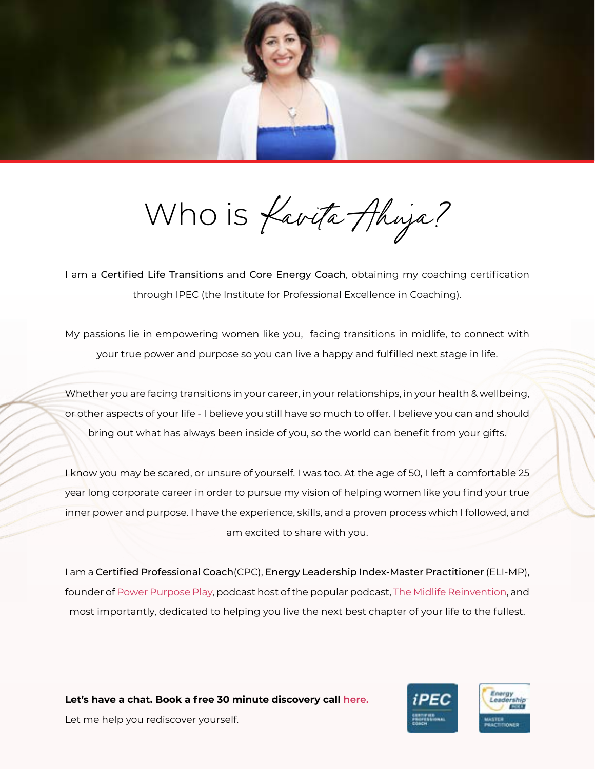# Who is *Kavita Ahuja?*

I am a **Certified Life Transitions** and **Core Energy Coach**, obtaining my coaching certification through IPEC (the Institute for Professional Excellence in Coaching).

My passions lie in empowering women like you, facing transitions in midlife, to connect with your true power and purpose so you can live a happy and fulfilled next stage in life.

Whether you are facing transitions in your career, in your relationships, in your health & wellbeing, or other aspects of your life - I believe you still have so much to offer. I believe you can and should bring out what has always been inside of you, so the world can benefit from your gifts.

I know you may be scared, or unsure of yourself. I was too. At the age of 50, I left a comfortable 25 year long corporate career in order to pursue my vision of helping women like you find your true inner power and purpose. I have the experience, skills, and a proven process which I followed, and am excited to share with you.

I am a **Certified Professional Coach**(CPC), **Energy Leadership Index-Master Practitioner** (ELI-MP), founder of Power Purpose Play, podcast host of the popular podcast, The Midlife Reinvention, and most importantly, dedicated to helping you live the next best chapter of your life to the fullest.

**Let's have a chat. Book a free 30 minute discovery call here.**

Let me help you rediscover yourself.

iPEC CERTIFIED PROFESSIONAL COACH

Energy Leadership INDEX MASTER PRACTITIONER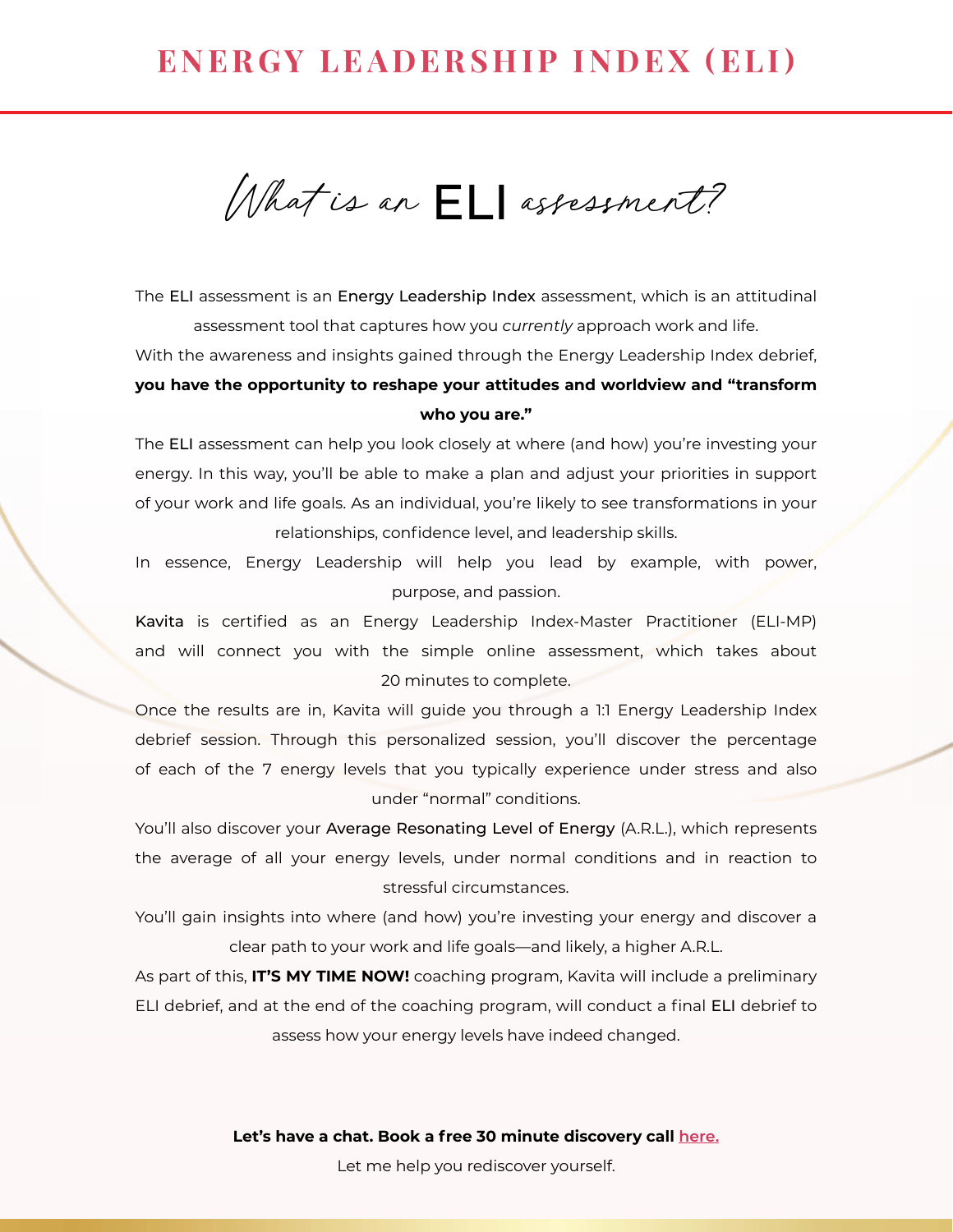# ENERGY LEADERSHIP INDEX (ELI)

## What is an ELI assessment?

The ELI assessment is an Energy Leadership Index assessment, which is an attitudinal assessment tool that captures how you *currently* approach work and life.

With the awareness and insights gained through the Energy Leadership Index debrief, **you have the opportunity to reshape your attitudes and worldview and "transform who you are."**

The ELI assessment can help you look closely at where (and how) you're investing your energy. In this way, you'll be able to make a plan and adjust your priorities in support of your work and life goals. As an individual, you're likely to see transformations in your relationships, confidence level, and leadership skills.

In essence, Energy Leadership will help you lead by example, with power, purpose, and passion.

Kavita is certified as an Energy Leadership Index-Master Practitioner (ELI-MP) and will connect you with the simple online assessment, which takes about 20 minutes to complete.

Once the results are in, Kavita will guide you through a 1:1 Energy Leadership Index debrief session. Through this personalized session, you'll discover the percentage of each of the 7 energy levels that you typically experience under stress and also under "normal" conditions.

You'll also discover your Average Resonating Level of Energy (A.R.L.), which represents the average of all your energy levels, under normal conditions and in reaction to stressful circumstances.

You'll gain insights into where (and how) you're investing your energy and discover a clear path to your work and life goals—and likely, a higher A.R.L.

As part of this, **IT'S MY TIME NOW!** coaching program, Kavita will include a preliminary ELI debrief, and at the end of the coaching program, will conduct a final ELI debrief to assess how your energy levels have indeed changed.

**Let's have a chat. Book a free 30 minute discovery call here.**

Let me help you rediscover yourself.